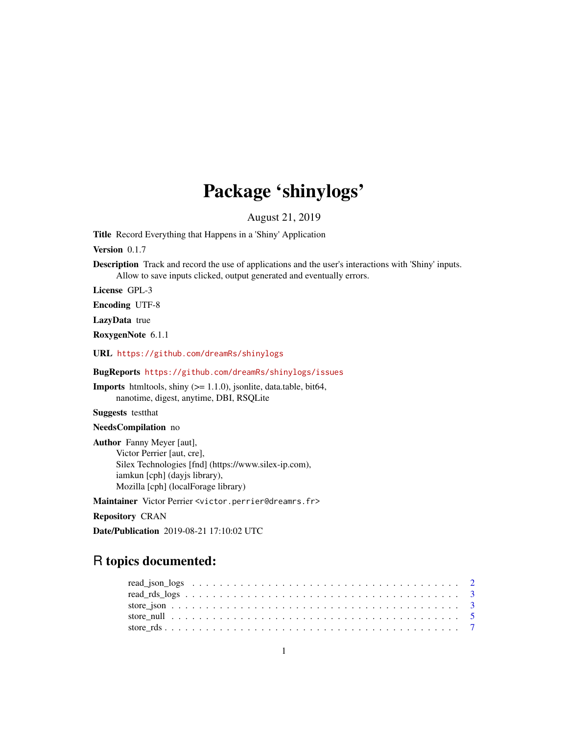# Package 'shinylogs'

August 21, 2019

**Title** Record Everything that Happens in a 'Shiny' Application

**Version** 0.1.7

**Description** Track and record the use of applications and the user's interactions with 'Shiny' inputs. Allow to save inputs clicked, output generated and eventually errors.

**License** GPL-3

**Encoding** UTF-8

**LazyData** true

**RoxygenNote** 6.1.1

**URL** https://github.com/dreamRs/shinylogs

**BugReports** https://github.com/dreamRs/shinylogs/issues

**Imports** htmltools, shiny (>= 1.1.0), jsonlite, data.table, bit64, nanotime, digest, anytime, DBI, RSQLite

**Suggests** testthat

**NeedsCompilation** no

**Author** Fanny Meyer [aut],
Victor Perrier [aut, cre],
Silex Technologies [fnd] (https://www.silex-ip.com),
iamkun [cph] (dayjs library),
Mozilla [cph] (localForage library)

**Maintainer** Victor Perrier <victor.perrier@dreamrs.fr>

**Repository** CRAN

**Date/Publication** 2019-08-21 17:10:02 UTC

## R topics documented:

- read_json_logs . . . . . . . . . . . . . . . . . . . . . . . . . . . . . . . . . . . . . 2
- read_rds_logs . . . . . . . . . . . . . . . . . . . . . . . . . . . . . . . . . . . . . . 3
- store_json . . . . . . . . . . . . . . . . . . . . . . . . . . . . . . . . . . . . . . . . 3
- store_null . . . . . . . . . . . . . . . . . . . . . . . . . . . . . . . . . . . . . . . . 5
- store_rds . . . . . . . . . . . . . . . . . . . . . . . . . . . . . . . . . . . . . . . . . 7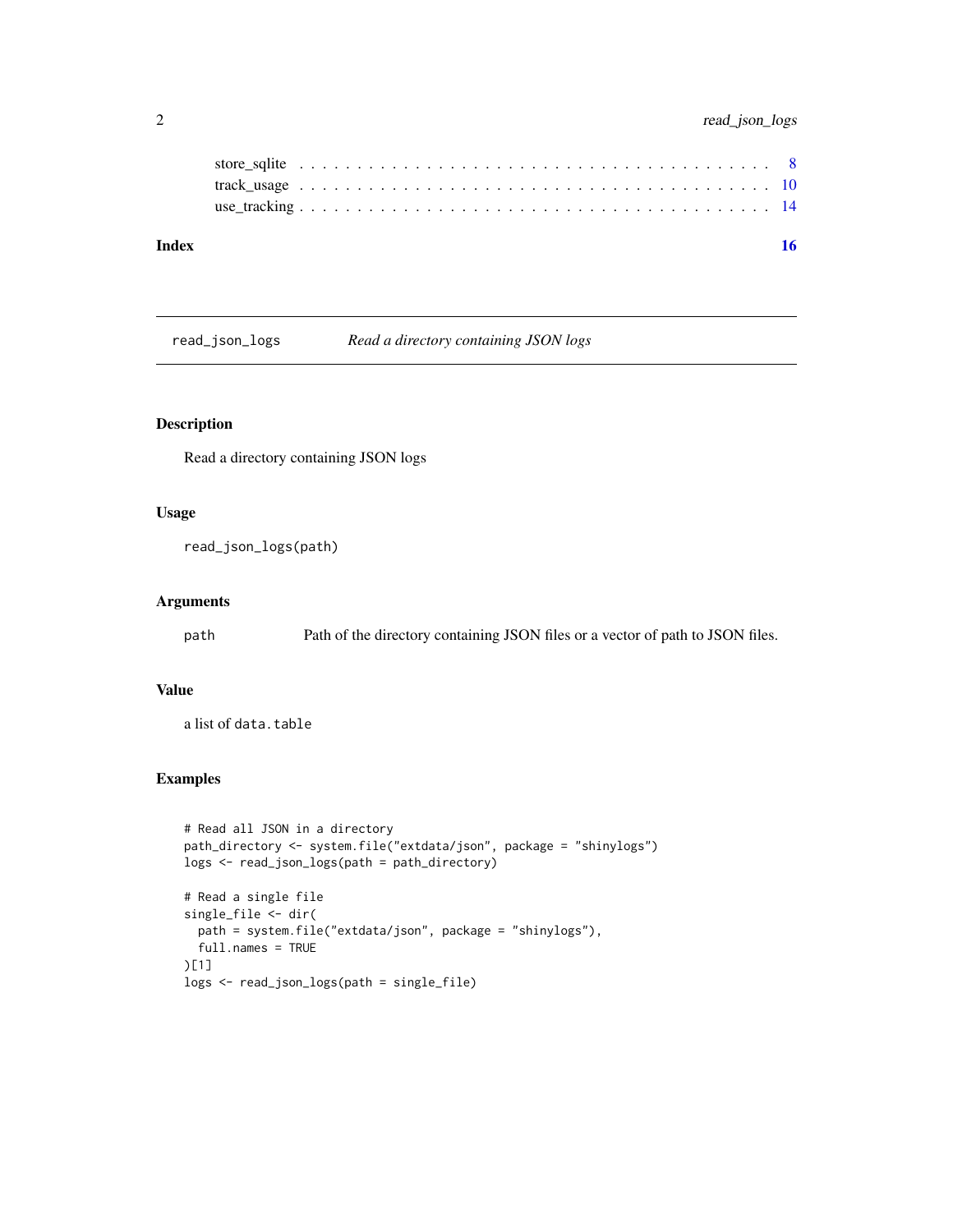store_sqlite . . . . . . . . . . . . . . . . . . . . . . . . . . . . . . . . . . . . 8
track_usage . . . . . . . . . . . . . . . . . . . . . . . . . . . . . . . . . . . . 10
use_tracking . . . . . . . . . . . . . . . . . . . . . . . . . . . . . . . . . . . . 14

**Index** **16**

---

`read_json_logs` *Read a directory containing JSON logs*

---

## Description

Read a directory containing JSON logs

## Usage

```
read_json_logs(path)
```

## Arguments

| | |
|---|---|
| `path` | Path of the directory containing JSON files or a vector of path to JSON files. |

## Value

a list of `data.table`

## Examples

```
# Read all JSON in a directory
path_directory <- system.file("extdata/json", package = "shinylogs")
logs <- read_json_logs(path = path_directory)

# Read a single file
single_file <- dir(
  path = system.file("extdata/json", package = "shinylogs"),
  full.names = TRUE
)[1]
logs <- read_json_logs(path = single_file)
```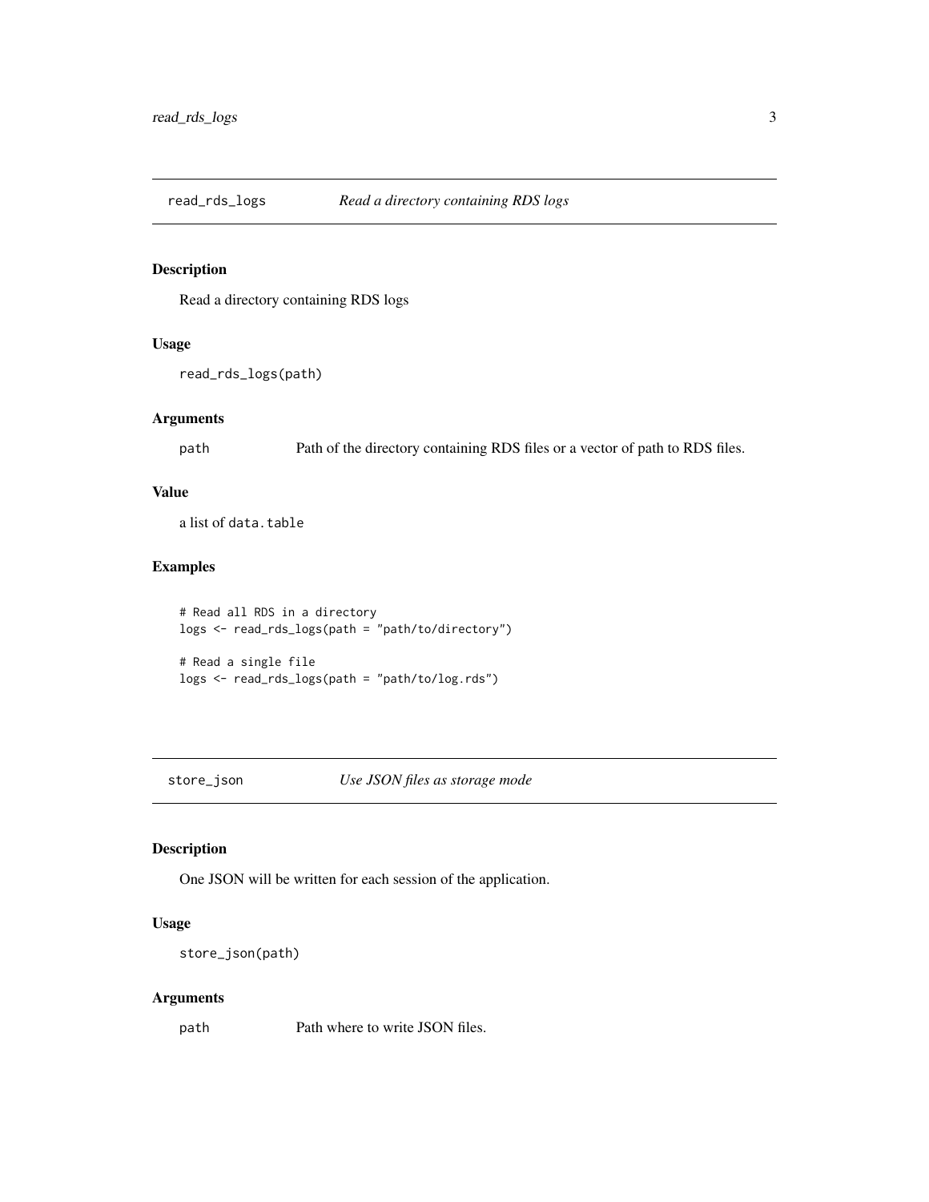## read_rds_logs *Read a directory containing RDS logs*

### Description

Read a directory containing RDS logs

### Usage

```
read_rds_logs(path)
```

### Arguments

| | |
|---|---|
| path | Path of the directory containing RDS files or a vector of path to RDS files. |

### Value

a list of `data.table`

### Examples

```
# Read all RDS in a directory
logs <- read_rds_logs(path = "path/to/directory")

# Read a single file
logs <- read_rds_logs(path = "path/to/log.rds")
```

## store_json *Use JSON files as storage mode*

### Description

One JSON will be written for each session of the application.

### Usage

```
store_json(path)
```

### Arguments

| | |
|---|---|
| path | Path where to write JSON files. |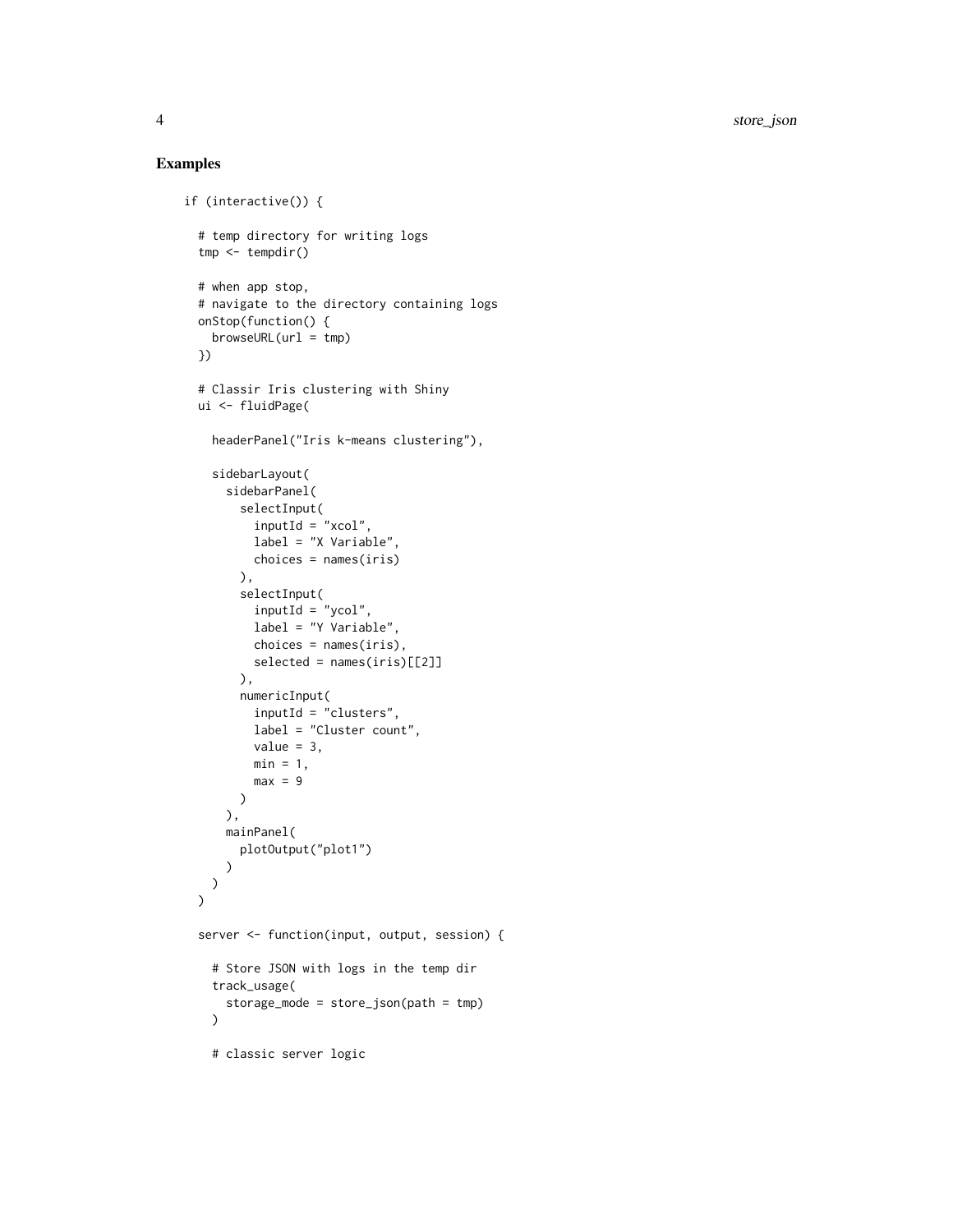## Examples

```
if (interactive()) {

  # temp directory for writing logs
  tmp <- tempdir()

  # when app stop,
  # navigate to the directory containing logs
  onStop(function() {
    browseURL(url = tmp)
  })

  # Classir Iris clustering with Shiny
  ui <- fluidPage(

    headerPanel("Iris k-means clustering"),

    sidebarLayout(
      sidebarPanel(
        selectInput(
          inputId = "xcol",
          label = "X Variable",
          choices = names(iris)
        ),
        selectInput(
          inputId = "ycol",
          label = "Y Variable",
          choices = names(iris),
          selected = names(iris)[[2]]
        ),
        numericInput(
          inputId = "clusters",
          label = "Cluster count",
          value = 3,
          min = 1,
          max = 9
        )
      ),
      mainPanel(
        plotOutput("plot1")
      )
    )
  )

  server <- function(input, output, session) {

    # Store JSON with logs in the temp dir
    track_usage(
      storage_mode = store_json(path = tmp)
    )

    # classic server logic
```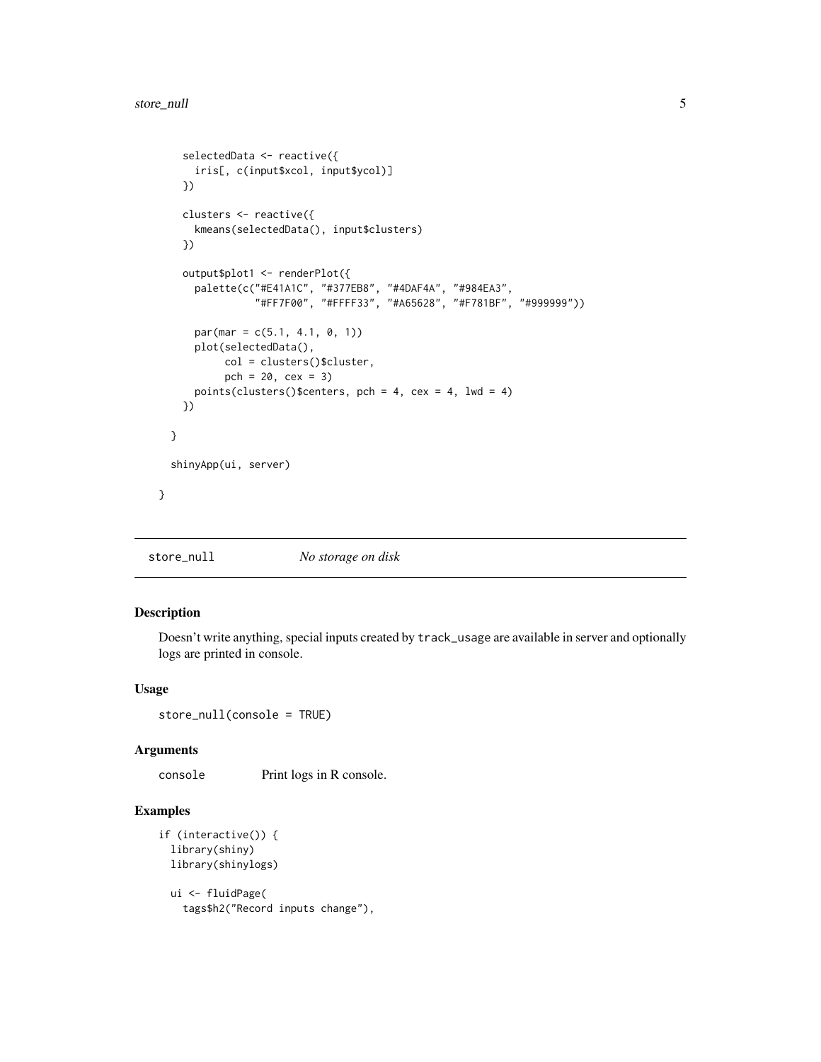```
    selectedData <- reactive({
      iris[, c(input$xcol, input$ycol)]
    })

    clusters <- reactive({
      kmeans(selectedData(), input$clusters)
    })

    output$plot1 <- renderPlot({
      palette(c("#E41A1C", "#377EB8", "#4DAF4A", "#984EA3",
                "#FF7F00", "#FFFF33", "#A65628", "#F781BF", "#999999"))

      par(mar = c(5.1, 4.1, 0, 1))
      plot(selectedData(),
           col = clusters()$cluster,
           pch = 20, cex = 3)
      points(clusters()$centers, pch = 4, cex = 4, lwd = 4)
    })

  }

  shinyApp(ui, server)

}
```

## store_null — *No storage on disk*

### Description

Doesn't write anything, special inputs created by `track_usage` are available in server and optionally logs are printed in console.

### Usage

```
store_null(console = TRUE)
```

### Arguments

| | |
|---|---|
| `console` | Print logs in R console. |

### Examples

```
if (interactive()) {
  library(shiny)
  library(shinylogs)

  ui <- fluidPage(
    tags$h2("Record inputs change"),
```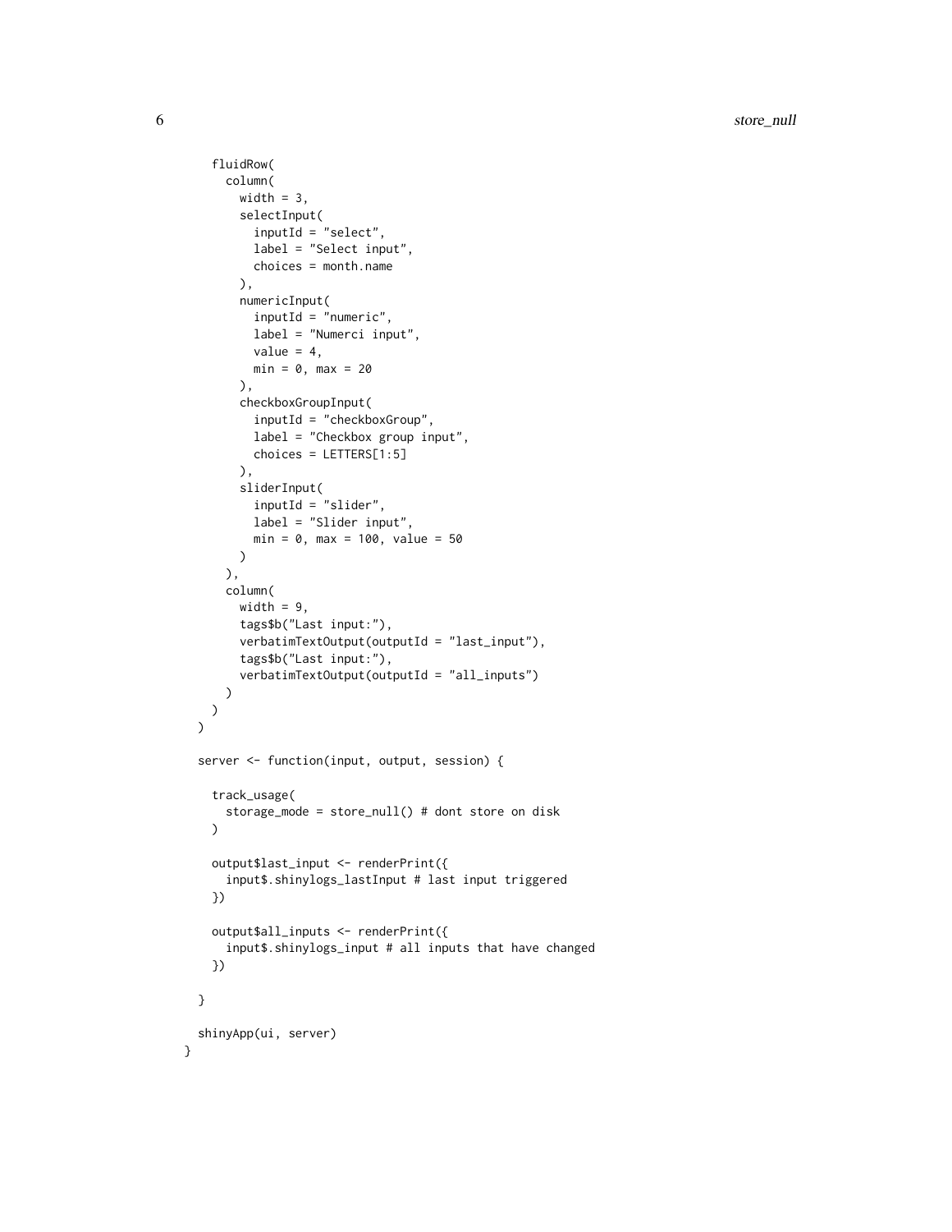```
    fluidRow(
      column(
        width = 3,
        selectInput(
          inputId = "select",
          label = "Select input",
          choices = month.name
        ),
        numericInput(
          inputId = "numeric",
          label = "Numerci input",
          value = 4,
          min = 0, max = 20
        ),
        checkboxGroupInput(
          inputId = "checkboxGroup",
          label = "Checkbox group input",
          choices = LETTERS[1:5]
        ),
        sliderInput(
          inputId = "slider",
          label = "Slider input",
          min = 0, max = 100, value = 50
        )
      ),
      column(
        width = 9,
        tags$b("Last input:"),
        verbatimTextOutput(outputId = "last_input"),
        tags$b("Last input:"),
        verbatimTextOutput(outputId = "all_inputs")
      )
    )
  )

  server <- function(input, output, session) {

    track_usage(
      storage_mode = store_null() # dont store on disk
    )

    output$last_input <- renderPrint({
      input$.shinylogs_lastInput # last input triggered
    })

    output$all_inputs <- renderPrint({
      input$.shinylogs_input # all inputs that have changed
    })

  }

  shinyApp(ui, server)
}
```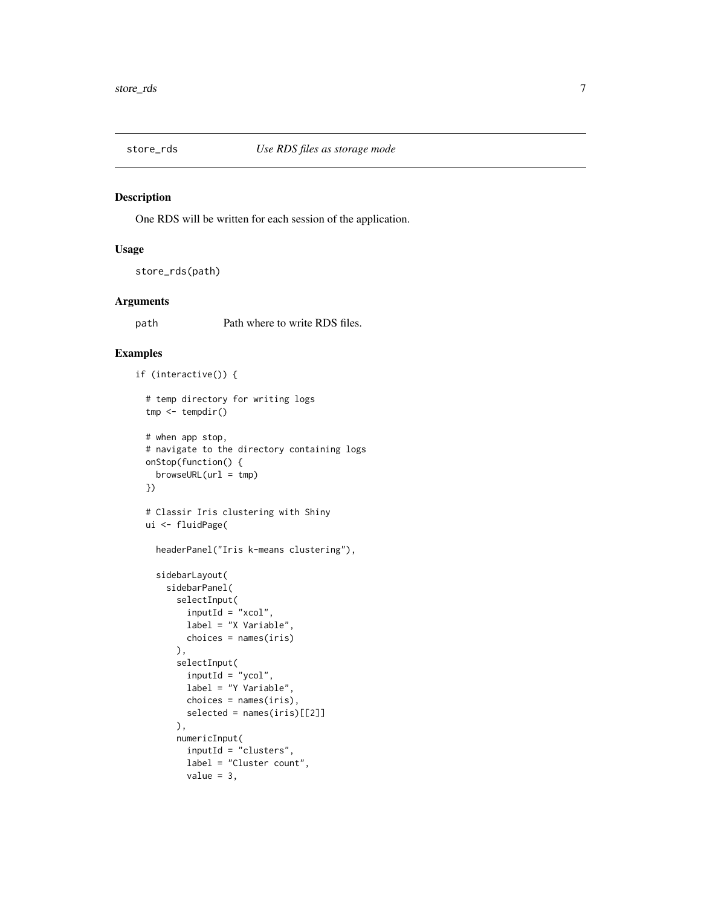## store_rds — *Use RDS files as storage mode*

### Description

One RDS will be written for each session of the application.

### Usage

```
store_rds(path)
```

### Arguments

| | |
|---|---|
| path | Path where to write RDS files. |

### Examples

```
if (interactive()) {

  # temp directory for writing logs
  tmp <- tempdir()

  # when app stop,
  # navigate to the directory containing logs
  onStop(function() {
    browseURL(url = tmp)
  })

  # Classir Iris clustering with Shiny
  ui <- fluidPage(

    headerPanel("Iris k-means clustering"),

    sidebarLayout(
      sidebarPanel(
        selectInput(
          inputId = "xcol",
          label = "X Variable",
          choices = names(iris)
        ),
        selectInput(
          inputId = "ycol",
          label = "Y Variable",
          choices = names(iris),
          selected = names(iris)[[2]]
        ),
        numericInput(
          inputId = "clusters",
          label = "Cluster count",
          value = 3,
```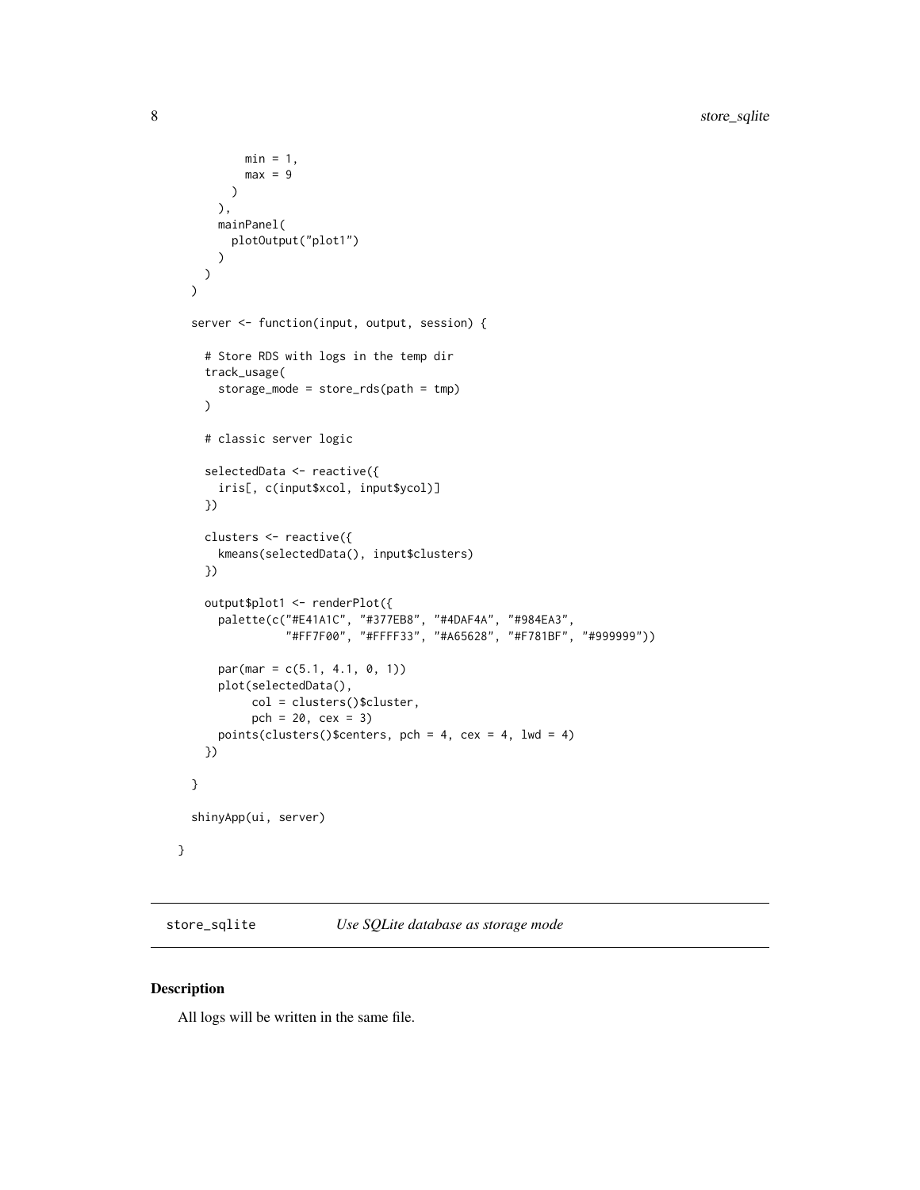```
        min = 1,
        max = 9
      )
    ),
    mainPanel(
      plotOutput("plot1")
    )
  )
)

server <- function(input, output, session) {

  # Store RDS with logs in the temp dir
  track_usage(
    storage_mode = store_rds(path = tmp)
  )

  # classic server logic

  selectedData <- reactive({
    iris[, c(input$xcol, input$ycol)]
  })

  clusters <- reactive({
    kmeans(selectedData(), input$clusters)
  })

  output$plot1 <- renderPlot({
    palette(c("#E41A1C", "#377EB8", "#4DAF4A", "#984EA3",
              "#FF7F00", "#FFFF33", "#A65628", "#F781BF", "#999999"))

    par(mar = c(5.1, 4.1, 0, 1))
    plot(selectedData(),
         col = clusters()$cluster,
         pch = 20, cex = 3)
    points(clusters()$centers, pch = 4, cex = 4, lwd = 4)
  })

}

shinyApp(ui, server)

}
```

## store_sqlite *Use SQLite database as storage mode*

### Description

All logs will be written in the same file.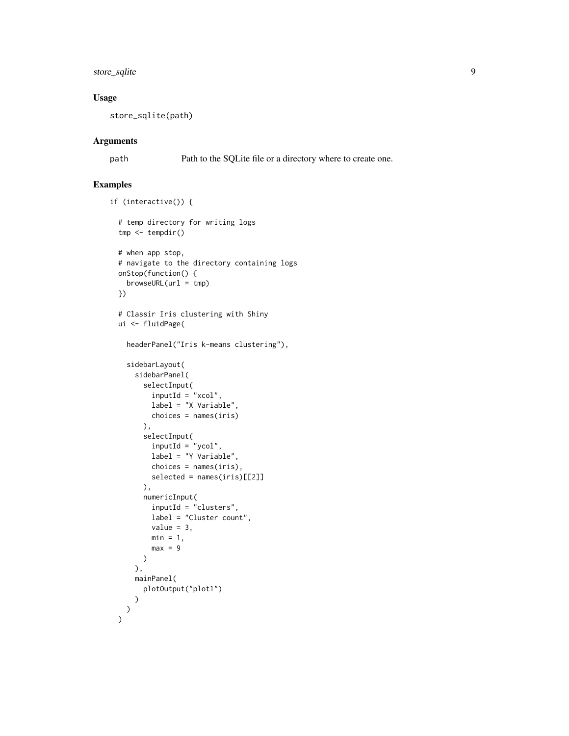## Usage

```
store_sqlite(path)
```

## Arguments

| | |
|---|---|
| path | Path to the SQLite file or a directory where to create one. |

## Examples

```
if (interactive()) {

  # temp directory for writing logs
  tmp <- tempdir()

  # when app stop,
  # navigate to the directory containing logs
  onStop(function() {
    browseURL(url = tmp)
  })

  # Classir Iris clustering with Shiny
  ui <- fluidPage(

    headerPanel("Iris k-means clustering"),

    sidebarLayout(
      sidebarPanel(
        selectInput(
          inputId = "xcol",
          label = "X Variable",
          choices = names(iris)
        ),
        selectInput(
          inputId = "ycol",
          label = "Y Variable",
          choices = names(iris),
          selected = names(iris)[[2]]
        ),
        numericInput(
          inputId = "clusters",
          label = "Cluster count",
          value = 3,
          min = 1,
          max = 9
        )
      ),
      mainPanel(
        plotOutput("plot1")
      )
    )
  )
```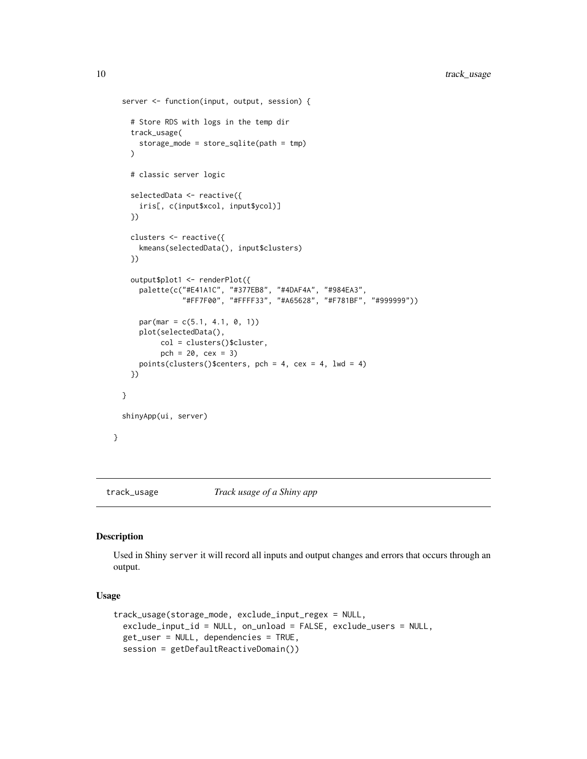```
  server <- function(input, output, session) {

    # Store RDS with logs in the temp dir
    track_usage(
      storage_mode = store_sqlite(path = tmp)
    )

    # classic server logic

    selectedData <- reactive({
      iris[, c(input$xcol, input$ycol)]
    })

    clusters <- reactive({
      kmeans(selectedData(), input$clusters)
    })

    output$plot1 <- renderPlot({
      palette(c("#E41A1C", "#377EB8", "#4DAF4A", "#984EA3",
                "#FF7F00", "#FFFF33", "#A65628", "#F781BF", "#999999"))

      par(mar = c(5.1, 4.1, 0, 1))
      plot(selectedData(),
           col = clusters()$cluster,
           pch = 20, cex = 3)
      points(clusters()$centers, pch = 4, cex = 4, lwd = 4)
    })

  }

  shinyApp(ui, server)

}
```

## track_usage — *Track usage of a Shiny app*

### Description

Used in Shiny server it will record all inputs and output changes and errors that occurs through an output.

### Usage

```
track_usage(storage_mode, exclude_input_regex = NULL,
  exclude_input_id = NULL, on_unload = FALSE, exclude_users = NULL,
  get_user = NULL, dependencies = TRUE,
  session = getDefaultReactiveDomain())
```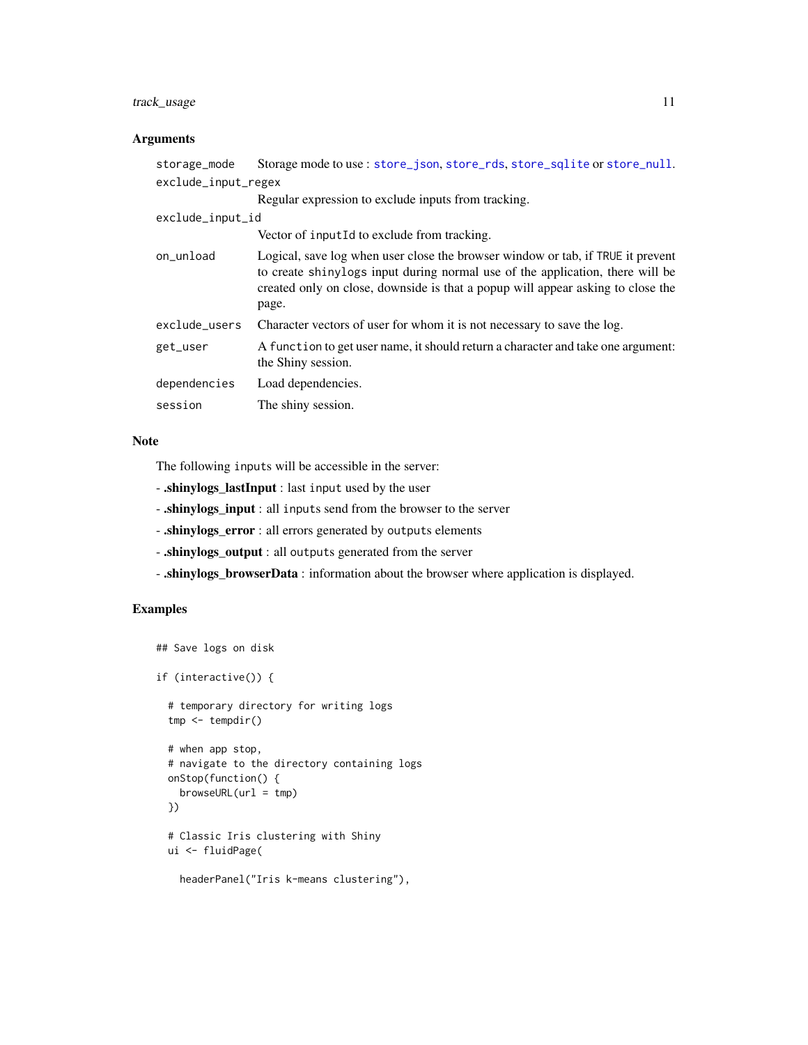### Arguments

| | |
|---|---|
| `storage_mode` | Storage mode to use : `store_json`, `store_rds`, `store_sqlite` or `store_null`. |
| `exclude_input_regex` | Regular expression to exclude inputs from tracking. |
| `exclude_input_id` | Vector of `inputId` to exclude from tracking. |
| `on_unload` | Logical, save log when user close the browser window or tab, if `TRUE` it prevent to create `shinylogs` input during normal use of the application, there will be created only on close, downside is that a popup will appear asking to close the page. |
| `exclude_users` | Character vectors of user for whom it is not necessary to save the log. |
| `get_user` | A `function` to get user name, it should return a character and take one argument: the Shiny session. |
| `dependencies` | Load dependencies. |
| `session` | The shiny session. |

### Note

The following `inputs` will be accessible in the server:

- **.shinylogs_lastInput** : last `input` used by the user
- **.shinylogs_input** : all `inputs` send from the browser to the server
- **.shinylogs_error** : all errors generated by `outputs` elements
- **.shinylogs_output** : all `outputs` generated from the server
- **.shinylogs_browserData** : information about the browser where application is displayed.

### Examples

```
## Save logs on disk

if (interactive()) {

  # temporary directory for writing logs
  tmp <- tempdir()

  # when app stop,
  # navigate to the directory containing logs
  onStop(function() {
    browseURL(url = tmp)
  })

  # Classic Iris clustering with Shiny
  ui <- fluidPage(

    headerPanel("Iris k-means clustering"),
```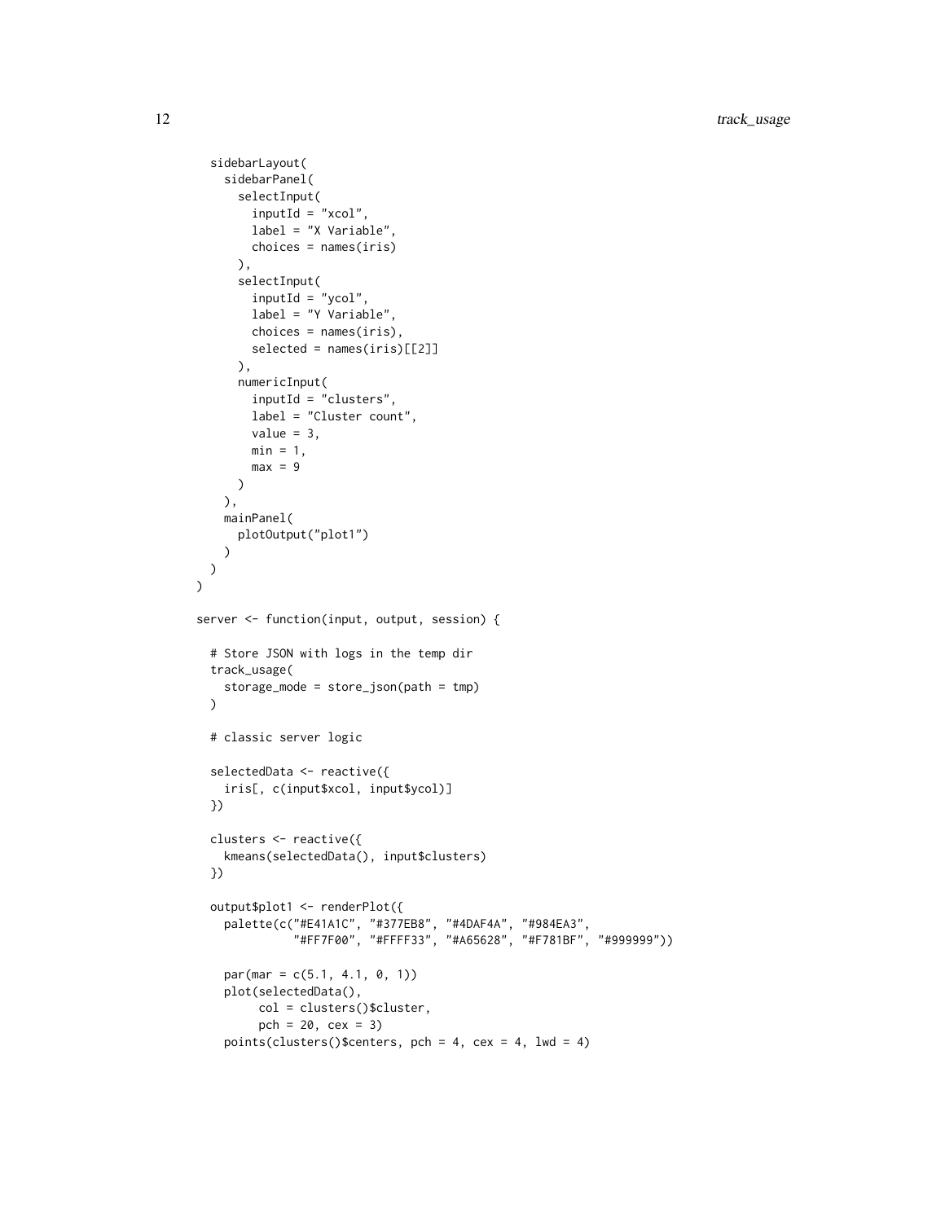```
  sidebarLayout(
    sidebarPanel(
      selectInput(
        inputId = "xcol",
        label = "X Variable",
        choices = names(iris)
      ),
      selectInput(
        inputId = "ycol",
        label = "Y Variable",
        choices = names(iris),
        selected = names(iris)[[2]]
      ),
      numericInput(
        inputId = "clusters",
        label = "Cluster count",
        value = 3,
        min = 1,
        max = 9
      )
    ),
    mainPanel(
      plotOutput("plot1")
    )
  )
)

server <- function(input, output, session) {

  # Store JSON with logs in the temp dir
  track_usage(
    storage_mode = store_json(path = tmp)
  )

  # classic server logic

  selectedData <- reactive({
    iris[, c(input$xcol, input$ycol)]
  })

  clusters <- reactive({
    kmeans(selectedData(), input$clusters)
  })

  output$plot1 <- renderPlot({
    palette(c("#E41A1C", "#377EB8", "#4DAF4A", "#984EA3",
              "#FF7F00", "#FFFF33", "#A65628", "#F781BF", "#999999"))

    par(mar = c(5.1, 4.1, 0, 1))
    plot(selectedData(),
         col = clusters()$cluster,
         pch = 20, cex = 3)
    points(clusters()$centers, pch = 4, cex = 4, lwd = 4)
```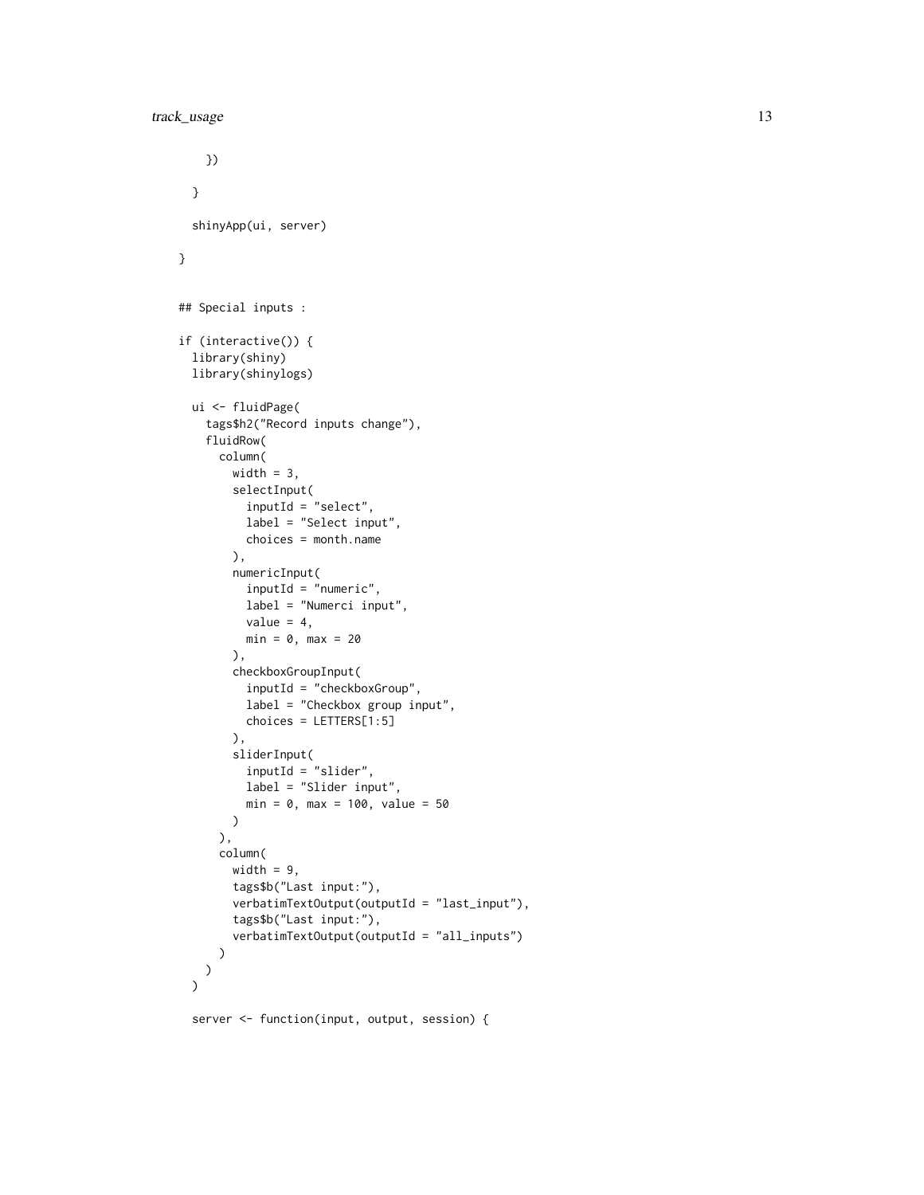```
    })

  }

  shinyApp(ui, server)

}


## Special inputs :

if (interactive()) {
  library(shiny)
  library(shinylogs)

  ui <- fluidPage(
    tags$h2("Record inputs change"),
    fluidRow(
      column(
        width = 3,
        selectInput(
          inputId = "select",
          label = "Select input",
          choices = month.name
        ),
        numericInput(
          inputId = "numeric",
          label = "Numerci input",
          value = 4,
          min = 0, max = 20
        ),
        checkboxGroupInput(
          inputId = "checkboxGroup",
          label = "Checkbox group input",
          choices = LETTERS[1:5]
        ),
        sliderInput(
          inputId = "slider",
          label = "Slider input",
          min = 0, max = 100, value = 50
        )
      ),
      column(
        width = 9,
        tags$b("Last input:"),
        verbatimTextOutput(outputId = "last_input"),
        tags$b("Last input:"),
        verbatimTextOutput(outputId = "all_inputs")
      )
    )
  )

  server <- function(input, output, session) {
```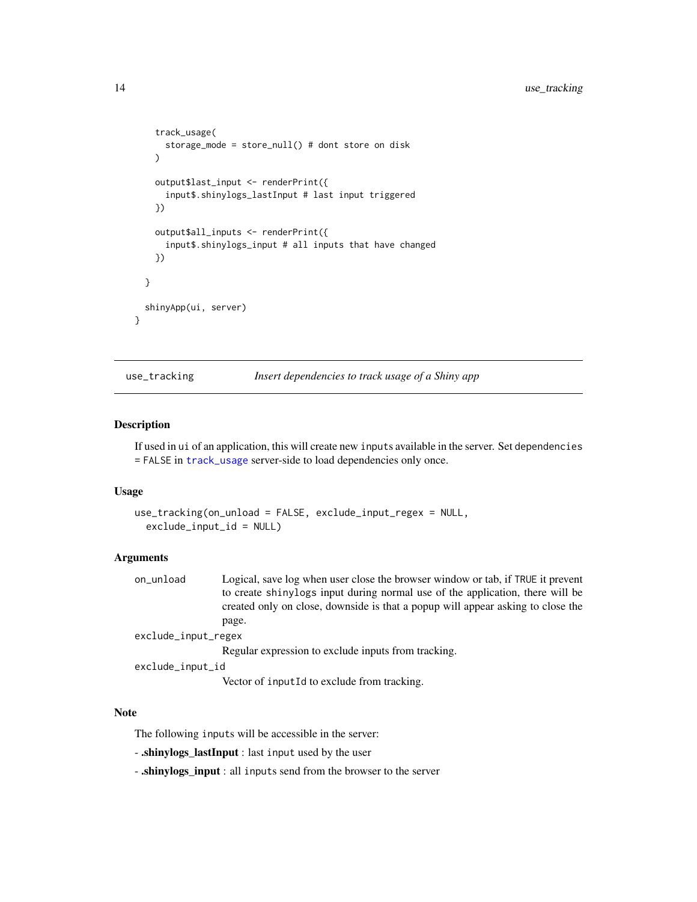```
    track_usage(
      storage_mode = store_null() # dont store on disk
    )

    output$last_input <- renderPrint({
      input$.shinylogs_lastInput # last input triggered
    })

    output$all_inputs <- renderPrint({
      input$.shinylogs_input # all inputs that have changed
    })

  }

  shinyApp(ui, server)
}
```

## use_tracking — *Insert dependencies to track usage of a Shiny app*

### Description

If used in `ui` of an application, this will create new `inputs` available in the server. Set `dependencies = FALSE` in `track_usage` server-side to load dependencies only once.

### Usage

```
use_tracking(on_unload = FALSE, exclude_input_regex = NULL,
  exclude_input_id = NULL)
```

### Arguments

| | |
|---|---|
| `on_unload` | Logical, save log when user close the browser window or tab, if `TRUE` it prevent to create `shinylogs` input during normal use of the application, there will be created only on close, downside is that a popup will appear asking to close the page. |
| `exclude_input_regex` | Regular expression to exclude inputs from tracking. |
| `exclude_input_id` | Vector of `inputId` to exclude from tracking. |

### Note

The following `inputs` will be accessible in the server:

- **.shinylogs_lastInput** : last `input` used by the user

- **.shinylogs_input** : all `inputs` send from the browser to the server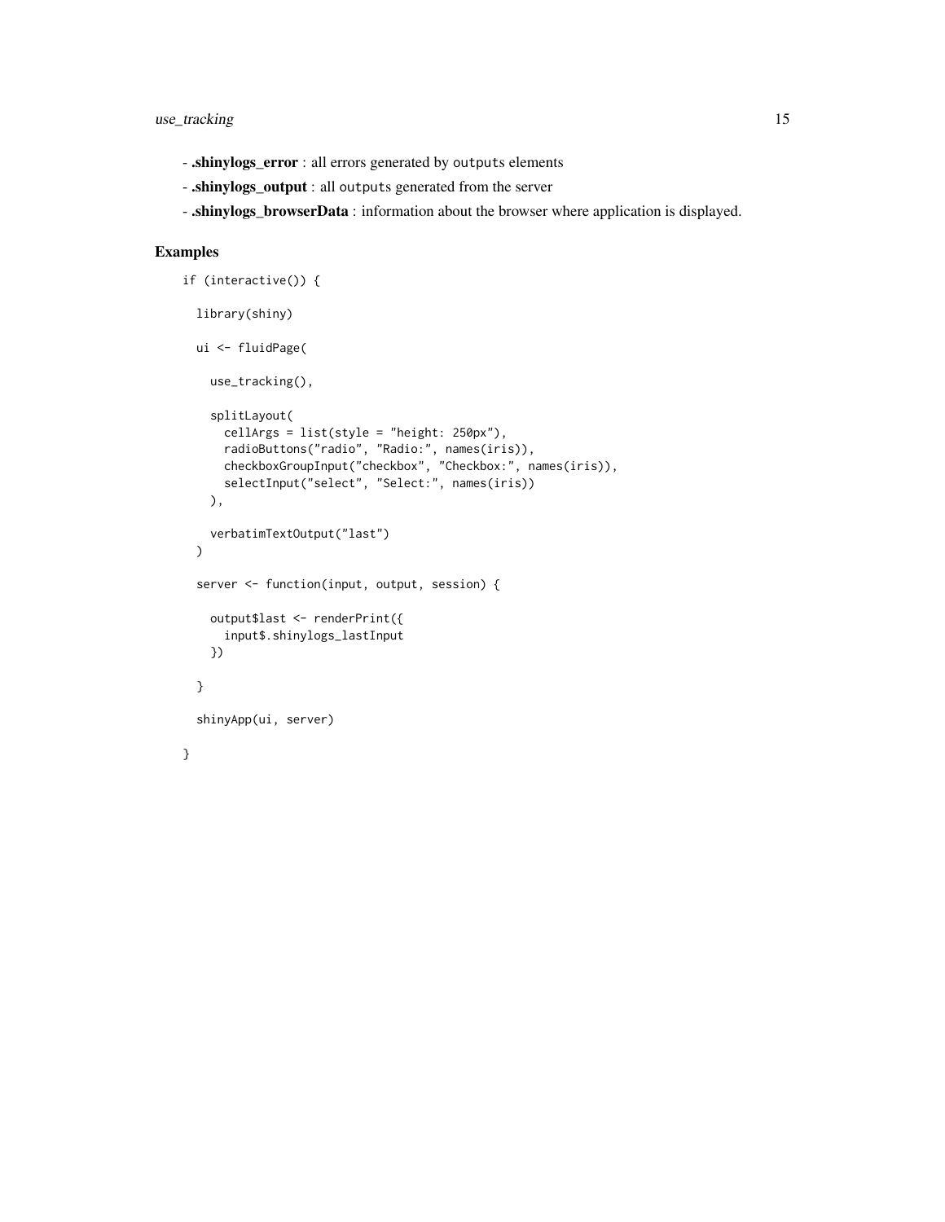- **.shinylogs_error** : all errors generated by `outputs` elements
- **.shinylogs_output** : all `outputs` generated from the server
- **.shinylogs_browserData** : information about the browser where application is displayed.

## Examples

```
if (interactive()) {

  library(shiny)

  ui <- fluidPage(

    use_tracking(),

    splitLayout(
      cellArgs = list(style = "height: 250px"),
      radioButtons("radio", "Radio:", names(iris)),
      checkboxGroupInput("checkbox", "Checkbox:", names(iris)),
      selectInput("select", "Select:", names(iris))
    ),

    verbatimTextOutput("last")
  )

  server <- function(input, output, session) {

    output$last <- renderPrint({
      input$.shinylogs_lastInput
    })

  }

  shinyApp(ui, server)

}
```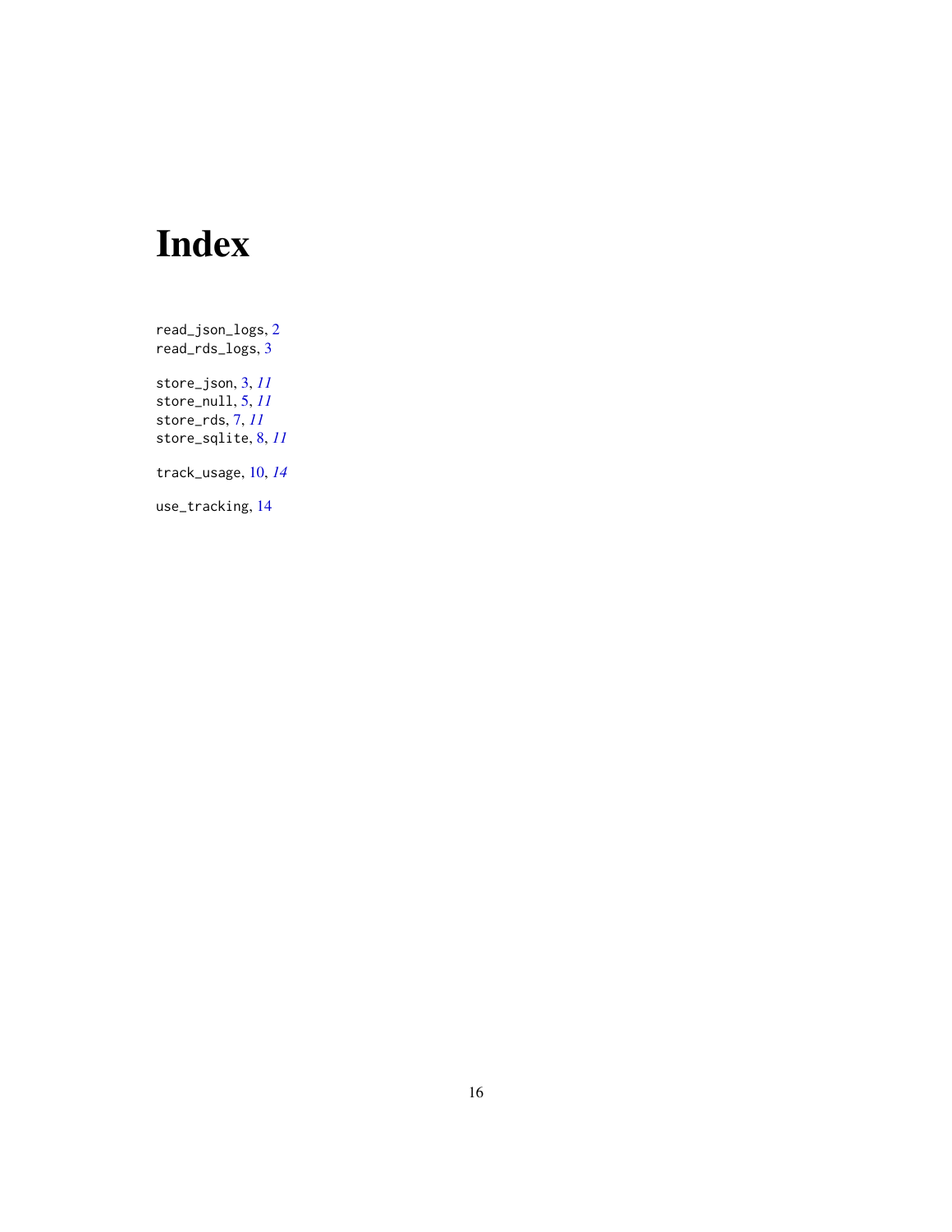# Index

read_json_logs, 2
read_rds_logs, 3

store_json, 3, *11*
store_null, 5, *11*
store_rds, 7, *11*
store_sqlite, 8, *11*

track_usage, 10, *14*

use_tracking, 14